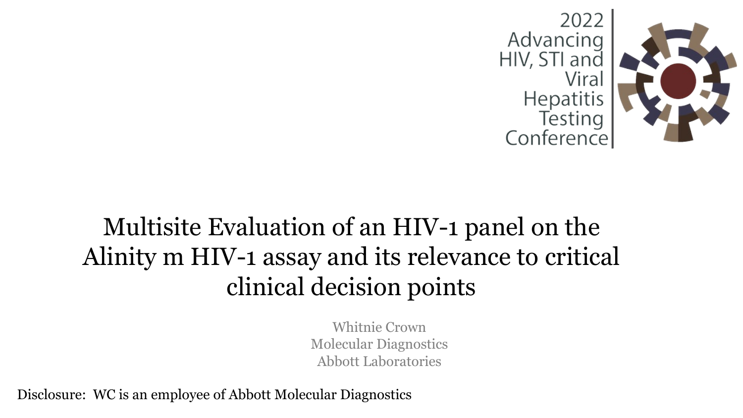2022 Advancing HIV, STI and Viral Hepatitis Testing Conference

# Multisite Evaluation of an HIV-1 panel on the Alinity m HIV-1 assay and its relevance to critical clinical decision points

Whitnie Crown
Molecular Diagnostics
Abbott Laboratories

Disclosure: WC is an employee of Abbott Molecular Diagnostics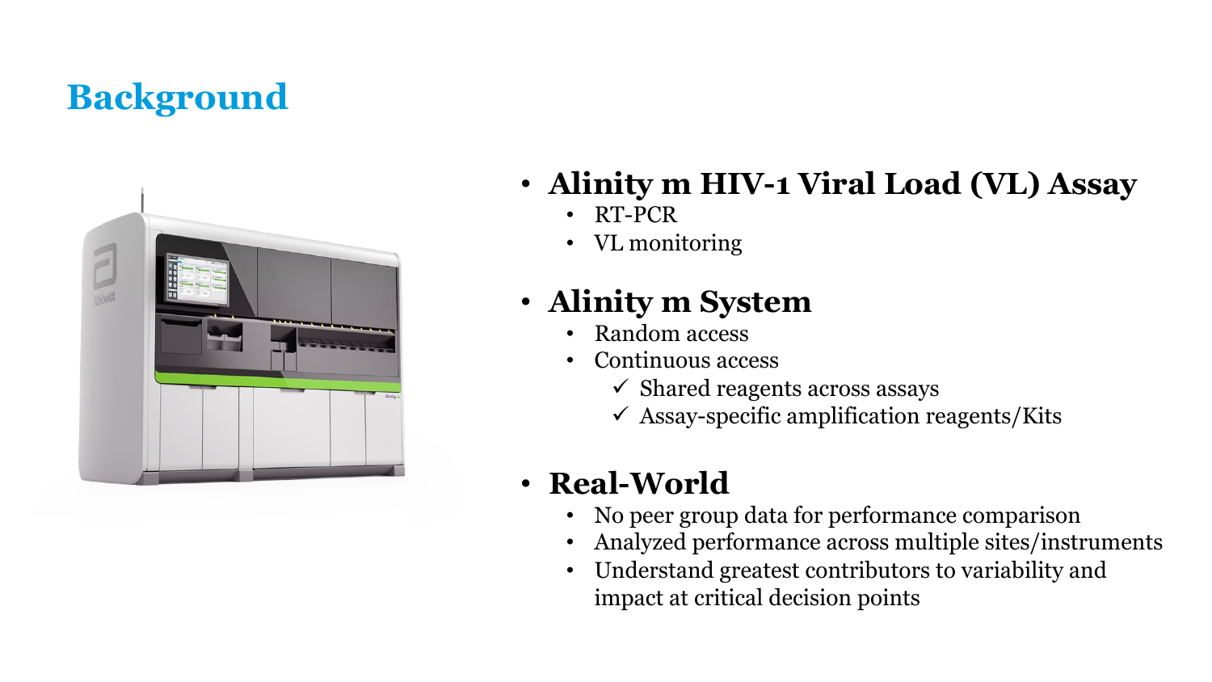# Background

- **Alinity m HIV-1 Viral Load (VL) Assay**
  - RT-PCR
  - VL monitoring
- **Alinity m System**
  - Random access
  - Continuous access
    - ✓ Shared reagents across assays
    - ✓ Assay-specific amplification reagents/Kits
- **Real-World**
  - No peer group data for performance comparison
  - Analyzed performance across multiple sites/instruments
  - Understand greatest contributors to variability and impact at critical decision points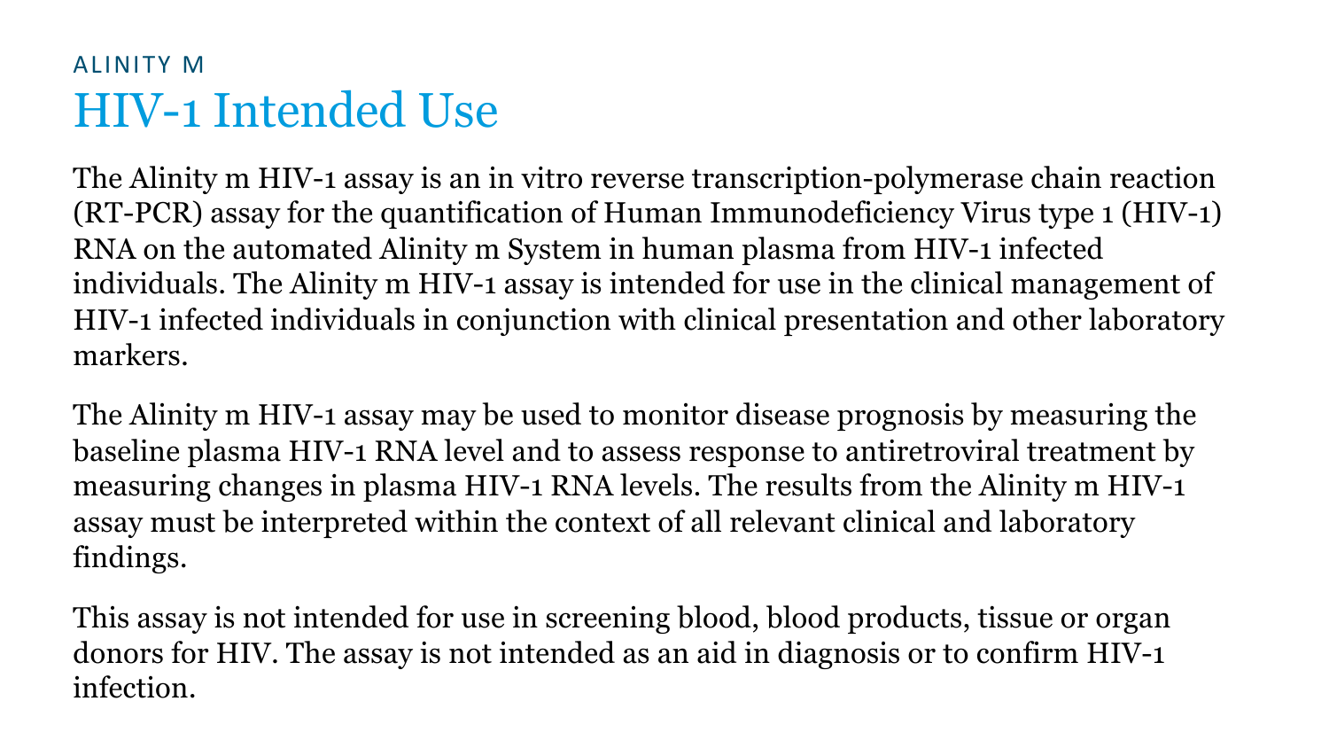ALINITY M

# HIV-1 Intended Use

The Alinity m HIV-1 assay is an in vitro reverse transcription-polymerase chain reaction (RT-PCR) assay for the quantification of Human Immunodeficiency Virus type 1 (HIV-1) RNA on the automated Alinity m System in human plasma from HIV-1 infected individuals. The Alinity m HIV-1 assay is intended for use in the clinical management of HIV-1 infected individuals in conjunction with clinical presentation and other laboratory markers.

The Alinity m HIV-1 assay may be used to monitor disease prognosis by measuring the baseline plasma HIV-1 RNA level and to assess response to antiretroviral treatment by measuring changes in plasma HIV-1 RNA levels. The results from the Alinity m HIV-1 assay must be interpreted within the context of all relevant clinical and laboratory findings.

This assay is not intended for use in screening blood, blood products, tissue or organ donors for HIV. The assay is not intended as an aid in diagnosis or to confirm HIV-1 infection.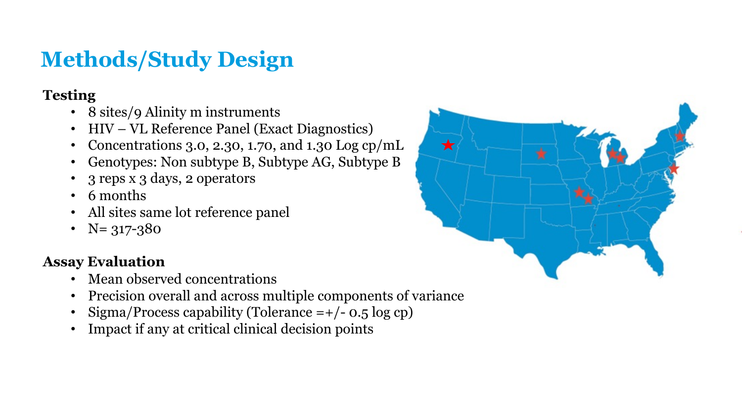# Methods/Study Design

**Testing**

- 8 sites/9 Alinity m instruments
- HIV – VL Reference Panel (Exact Diagnostics)
- Concentrations 3.0, 2.30, 1.70, and 1.30 Log cp/mL
- Genotypes: Non subtype B, Subtype AG, Subtype B
- 3 reps x 3 days, 2 operators
- 6 months
- All sites same lot reference panel
- N= 317-380

**Assay Evaluation**

- Mean observed concentrations
- Precision overall and across multiple components of variance
- Sigma/Process capability (Tolerance =+/- 0.5 log cp)
- Impact if any at critical clinical decision points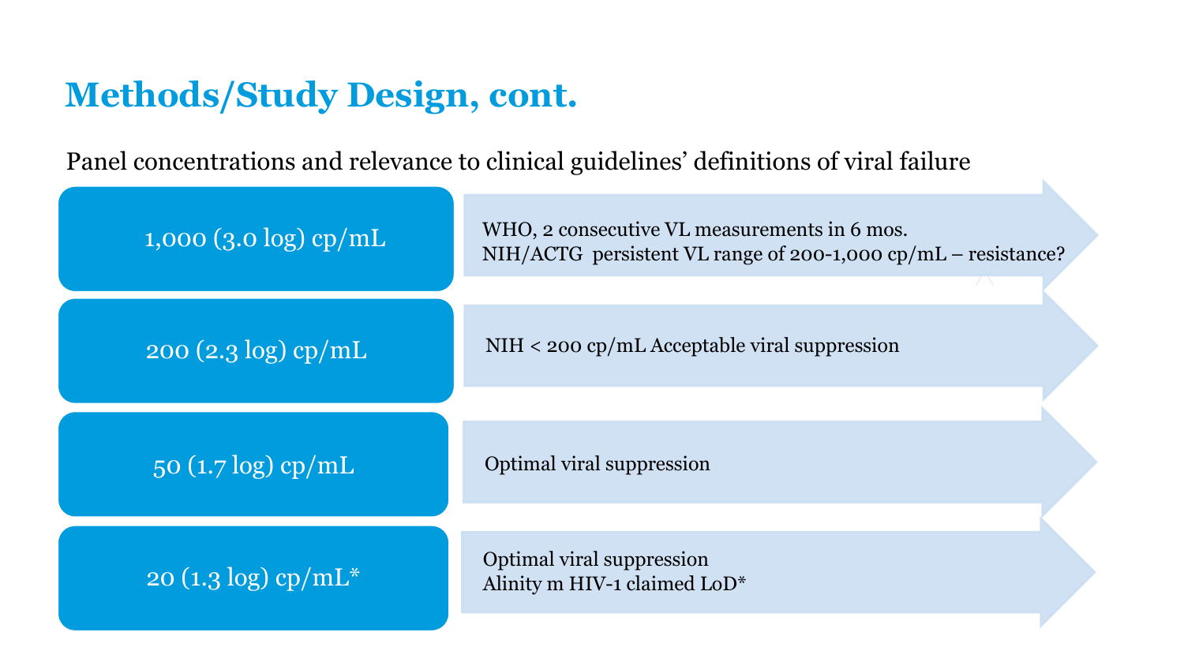# Methods/Study Design, cont.

Panel concentrations and relevance to clinical guidelines' definitions of viral failure

| Panel concentration | Relevance |
|---|---|
| 1,000 (3.0 log) cp/mL | WHO, 2 consecutive VL measurements in 6 mos.<br>NIH/ACTG persistent VL range of 200-1,000 cp/mL – resistance? |
| 200 (2.3 log) cp/mL | NIH < 200 cp/mL Acceptable viral suppression |
| 50 (1.7 log) cp/mL | Optimal viral suppression |
| 20 (1.3 log) cp/mL* | Optimal viral suppression<br>Alinity m HIV-1 claimed LoD* |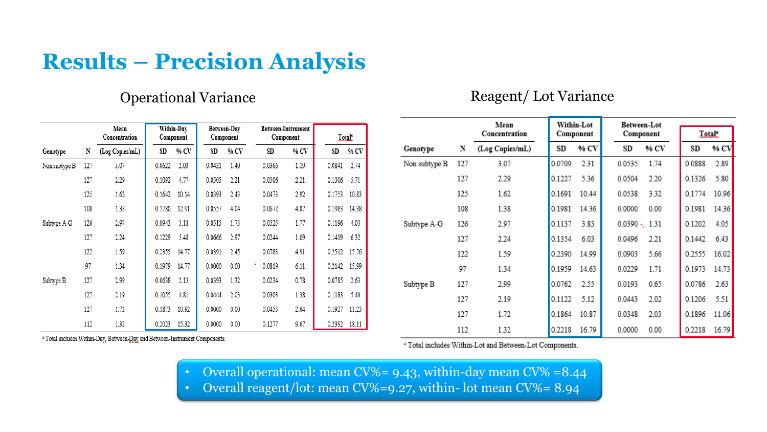# Results – Precision Analysis

## Operational Variance

| Genotype | N | Mean Concentration (Log Copies/mL) | Within-Day Component SD | Within-Day Component % CV | Between-Day Component SD | Between-Day Component % CV | Between-Instrument Component SD | Between-Instrument Component % CV | Total[a] SD | Total[a] % CV |
|---|---|---|---|---|---|---|---|---|---|---|
| Non subtype B | 127 | 3.07 | 0.0622 | 2.03 | 0.0431 | 1.40 | 0.0366 | 1.19 | 0.0841 | 2.74 |
| | 127 | 2.29 | 0.1092 | 4.77 | 0.0505 | 2.21 | 0.0506 | 2.21 | 0.1306 | 5.71 |
| | 125 | 1.62 | 0.1642 | 10.14 | 0.0393 | 2.43 | 0.0473 | 2.92 | 0.1753 | 10.83 |
| | 108 | 1.38 | 0.1780 | 12.91 | 0.0557 | 4.04 | 0.0672 | 4.87 | 0.1983 | 14.38 |
| Subtype A-G | 126 | 2.97 | 0.0943 | 3.18 | 0.0515 | 1.73 | 0.0525 | 1.77 | 0.1196 | 4.03 |
| | 127 | 2.24 | 0.1229 | 5.48 | 0.0666 | 2.97 | 0.0244 | 1.09 | 0.1419 | 6.32 |
| | 122 | 1.59 | 0.2355 | 14.77 | 0.0391 | 2.45 | 0.0783 | 4.91 | 0.2512 | 15.76 |
| | 97 | 1.34 | 0.1979 | 14.77 | 0.0000 | 0.00 | 0.0819 | 6.11 | 0.2142 | 15.99 |
| Subtype B | 127 | 2.99 | 0.0638 | 2.13 | 0.0393 | 1.32 | 0.0234 | 0.78 | 0.0785 | 2.63 |
| | 127 | 2.19 | 0.1055 | 4.81 | 0.0444 | 2.03 | 0.0303 | 1.38 | 0.1183 | 5.40 |
| | 127 | 1.72 | 0.1873 | 10.92 | 0.0000 | 0.00 | 0.0453 | 2.64 | 0.1927 | 11.23 |
| | 112 | 1.32 | 0.2023 | 15.32 | 0.0000 | 0.00 | 0.1277 | 9.67 | 0.2392 | 18.11 |

[a] Total includes Within-Day, Between-Day and Between-Instrument Components.

## Reagent/ Lot Variance

| Genotype | N | Mean Concentration (Log Copies/mL) | Within-Lot Component SD | Within-Lot Component % CV | Between-Lot Component SD | Between-Lot Component % CV | Total[a] SD | Total[a] % CV |
|---|---|---|---|---|---|---|---|---|
| Non subtype B | 127 | 3.07 | 0.0709 | 2.31 | 0.0535 | 1.74 | 0.0888 | 2.89 |
| | 127 | 2.29 | 0.1227 | 5.36 | 0.0504 | 2.20 | 0.1326 | 5.80 |
| | 125 | 1.62 | 0.1691 | 10.44 | 0.0538 | 3.32 | 0.1774 | 10.96 |
| | 108 | 1.38 | 0.1981 | 14.36 | 0.0000 | 0.00 | 0.1981 | 14.36 |
| Subtype A-G | 126 | 2.97 | 0.1137 | 3.83 | 0.0390 | 1.31 | 0.1202 | 4.05 |
| | 127 | 2.24 | 0.1354 | 6.03 | 0.0496 | 2.21 | 0.1442 | 6.43 |
| | 122 | 1.59 | 0.2390 | 14.99 | 0.0903 | 5.66 | 0.2555 | 16.02 |
| | 97 | 1.34 | 0.1959 | 14.63 | 0.0229 | 1.71 | 0.1973 | 14.73 |
| Subtype B | 127 | 2.99 | 0.0762 | 2.55 | 0.0193 | 0.65 | 0.0786 | 2.63 |
| | 127 | 2.19 | 0.1122 | 5.12 | 0.0443 | 2.02 | 0.1206 | 5.51 |
| | 127 | 1.72 | 0.1864 | 10.87 | 0.0348 | 2.03 | 0.1896 | 11.06 |
| | 112 | 1.32 | 0.2218 | 16.79 | 0.0000 | 0.00 | 0.2218 | 16.79 |

[a] Total includes Within-Lot and Between-Lot Components.

- Overall operational: mean CV%= 9.43, within-day mean CV% =8.44
- Overall reagent/lot: mean CV%=9.27, within- lot mean CV%= 8.94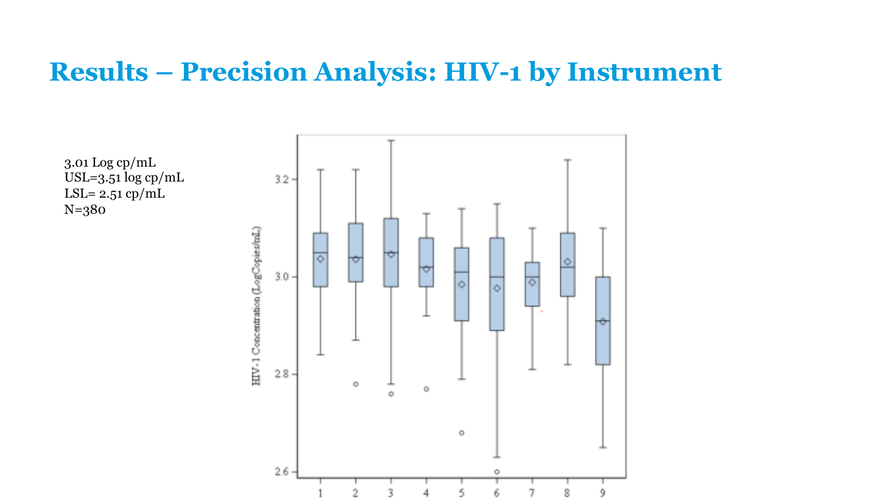# Results – Precision Analysis: HIV-1 by Instrument

3.01 Log cp/mL
USL=3.51 log cp/mL
LSL= 2.51 cp/mL
N=380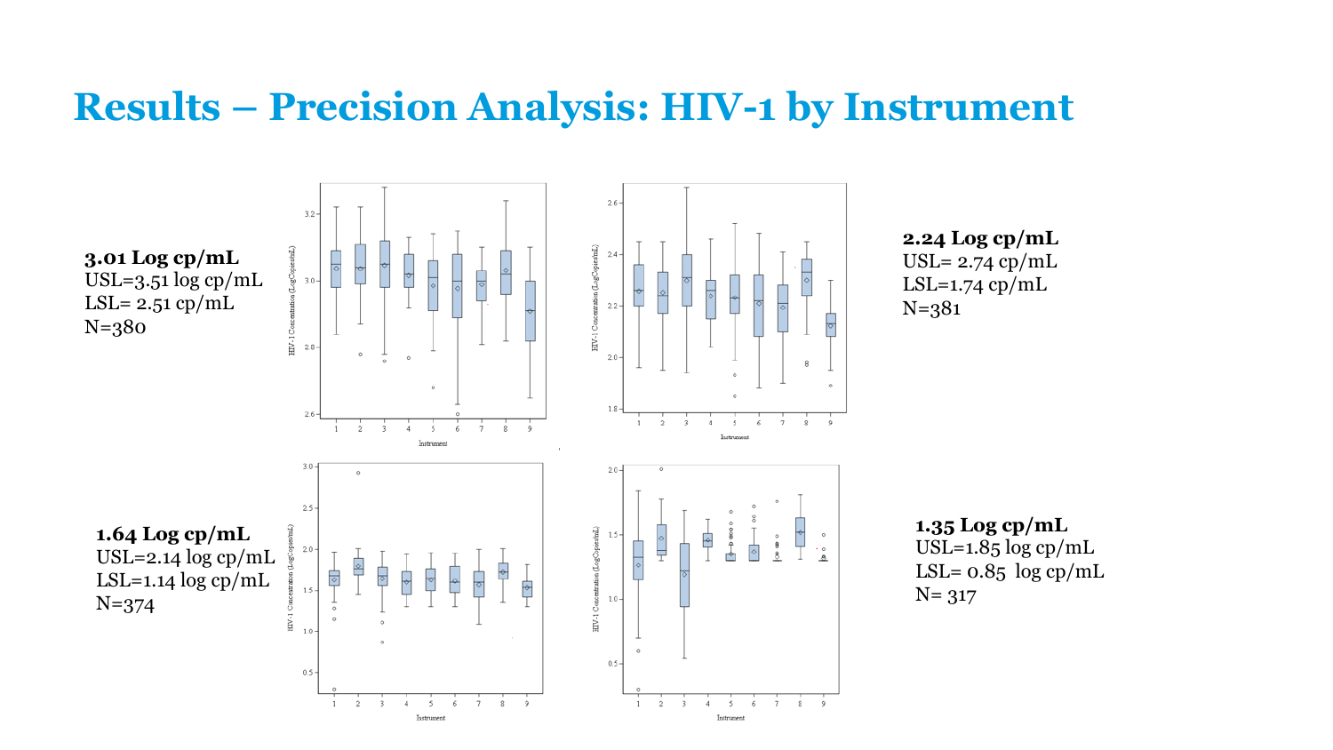# Results – Precision Analysis: HIV-1 by Instrument

**3.01 Log cp/mL**
USL=3.51 log cp/mL
LSL= 2.51 cp/mL
N=380

**2.24 Log cp/mL**
USL= 2.74 cp/mL
LSL=1.74 cp/mL
N=381

**1.64 Log cp/mL**
USL=2.14 log cp/mL
LSL=1.14 log cp/mL
N=374

**1.35 Log cp/mL**
USL=1.85 log cp/mL
LSL= 0.85 log cp/mL
N= 317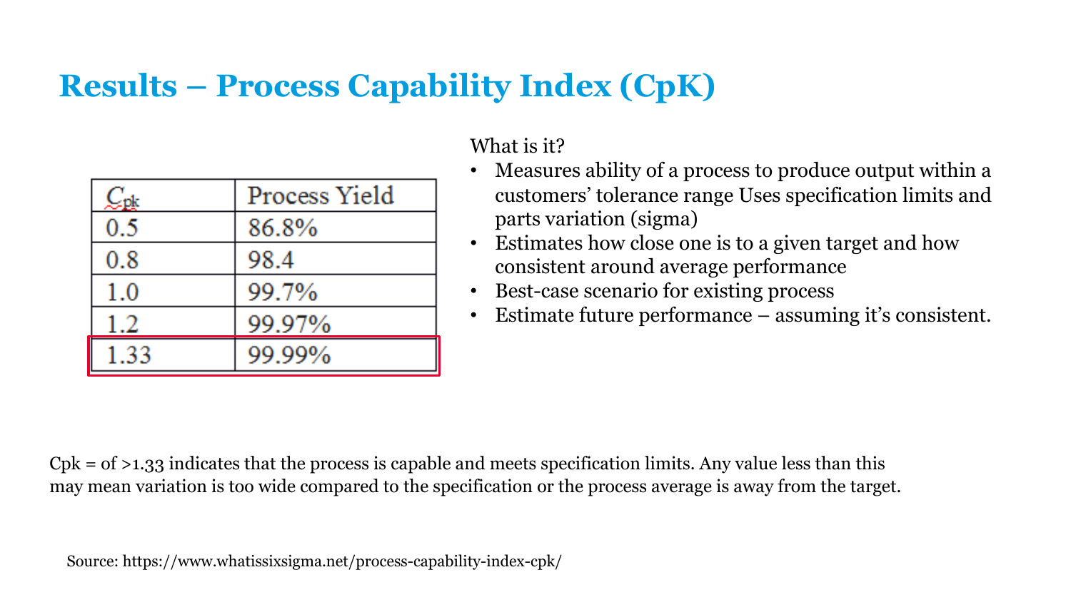# Results – Process Capability Index (CpK)

| $C_{pk}$ | Process Yield |
|---|---|
| 0.5 | 86.8% |
| 0.8 | 98.4 |
| 1.0 | 99.7% |
| 1.2 | 99.97% |
| 1.33 | 99.99% |

What is it?

- Measures ability of a process to produce output within a customers' tolerance range Uses specification limits and parts variation (sigma)
- Estimates how close one is to a given target and how consistent around average performance
- Best-case scenario for existing process
- Estimate future performance – assuming it's consistent.

Cpk = of >1.33 indicates that the process is capable and meets specification limits. Any value less than this may mean variation is too wide compared to the specification or the process average is away from the target.

Source: https://www.whatissixsigma.net/process-capability-index-cpk/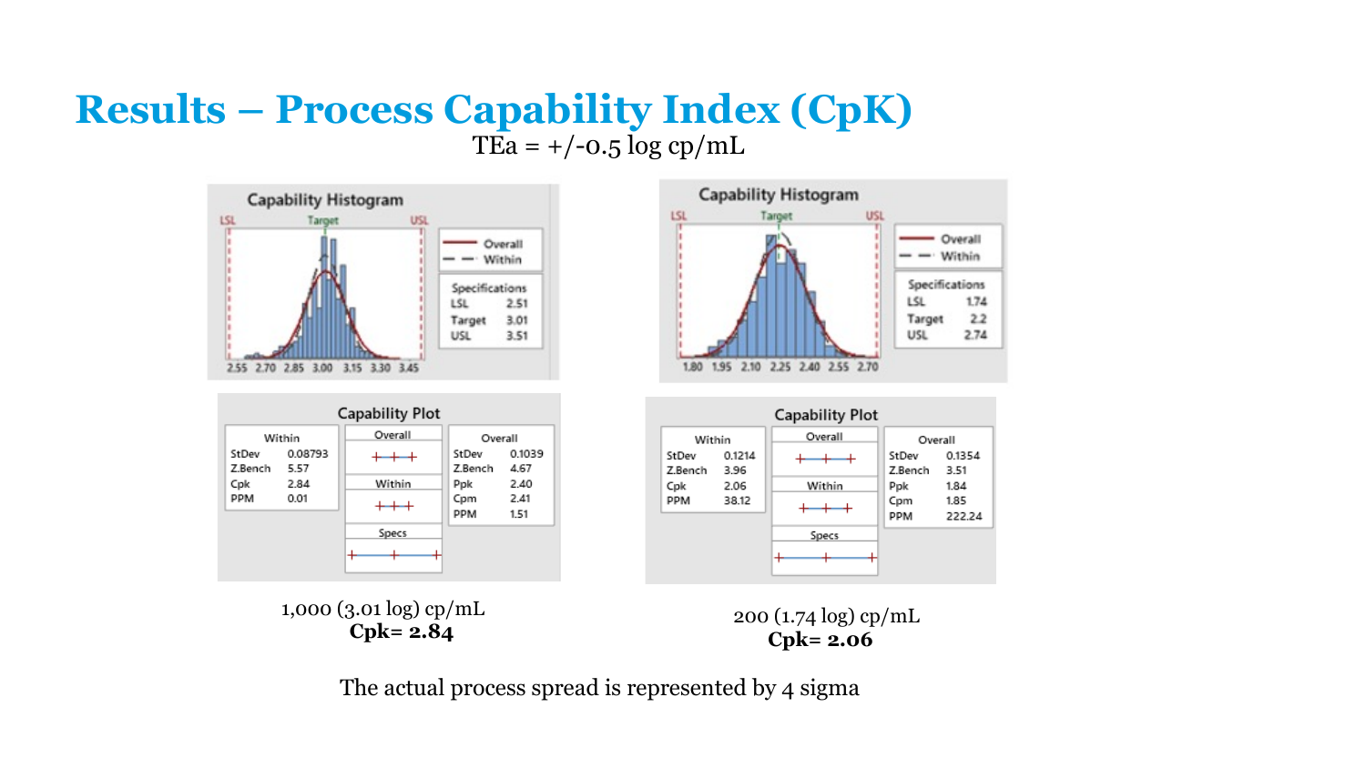# Results – Process Capability Index (CpK)

TEa = +/-0.5 log cp/mL

**Capability Histogram** (1,000 cp/mL)

| Specifications | |
|---|---|
| LSL | 2.51 |
| Target | 3.01 |
| USL | 3.51 |

**Capability Plot**

| Within | |
|---|---|
| StDev | 0.08793 |
| Z.Bench | 5.57 |
| Cpk | 2.84 |
| PPM | 0.01 |

| Overall | |
|---|---|
| StDev | 0.1039 |
| Z.Bench | 4.67 |
| Ppk | 2.40 |
| Cpm | 2.41 |
| PPM | 1.51 |

1,000 (3.01 log) cp/mL
**Cpk= 2.84**

**Capability Histogram** (200 cp/mL)

| Specifications | |
|---|---|
| LSL | 1.74 |
| Target | 2.2 |
| USL | 2.74 |

**Capability Plot**

| Within | |
|---|---|
| StDev | 0.1214 |
| Z.Bench | 3.96 |
| Cpk | 2.06 |
| PPM | 38.12 |

| Overall | |
|---|---|
| StDev | 0.1354 |
| Z.Bench | 3.51 |
| Ppk | 1.84 |
| Cpm | 1.85 |
| PPM | 222.24 |

200 (1.74 log) cp/mL
**Cpk= 2.06**

The actual process spread is represented by 4 sigma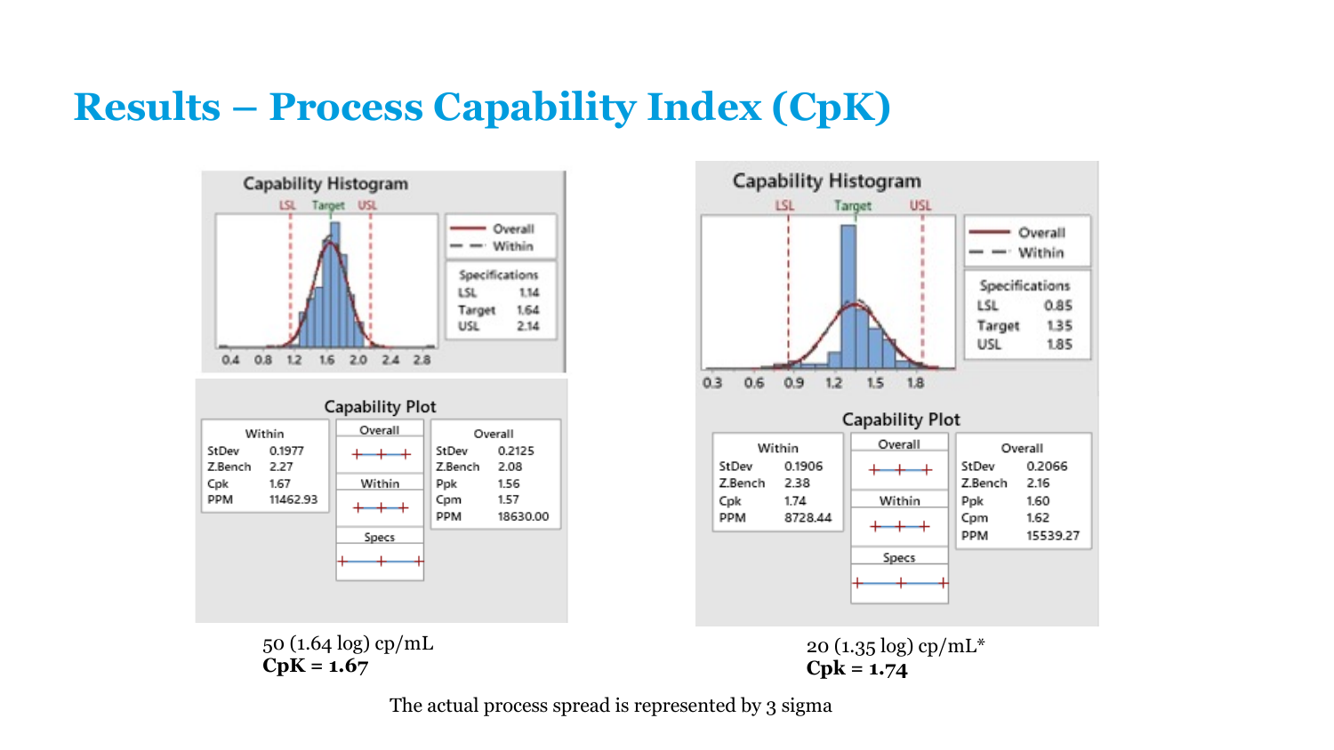# Results – Process Capability Index (CpK)

**Capability Histogram**

| Specifications | |
|---|---|
| LSL | 1.14 |
| Target | 1.64 |
| USL | 2.14 |

**Capability Plot**

| Within | |
|---|---|
| StDev | 0.1977 |
| Z.Bench | 2.27 |
| Cpk | 1.67 |
| PPM | 11462.93 |

| Overall | |
|---|---|
| StDev | 0.2125 |
| Z.Bench | 2.08 |
| Ppk | 1.56 |
| Cpm | 1.57 |
| PPM | 18630.00 |

50 (1.64 log) cp/mL
**CpK = 1.67**

**Capability Histogram**

| Specifications | |
|---|---|
| LSL | 0.85 |
| Target | 1.35 |
| USL | 1.85 |

**Capability Plot**

| Within | |
|---|---|
| StDev | 0.1906 |
| Z.Bench | 2.38 |
| Cpk | 1.74 |
| PPM | 8728.44 |

| Overall | |
|---|---|
| StDev | 0.2066 |
| Z.Bench | 2.16 |
| Ppk | 1.60 |
| Cpm | 1.62 |
| PPM | 15539.27 |

20 (1.35 log) cp/mL*
**Cpk = 1.74**

The actual process spread is represented by 3 sigma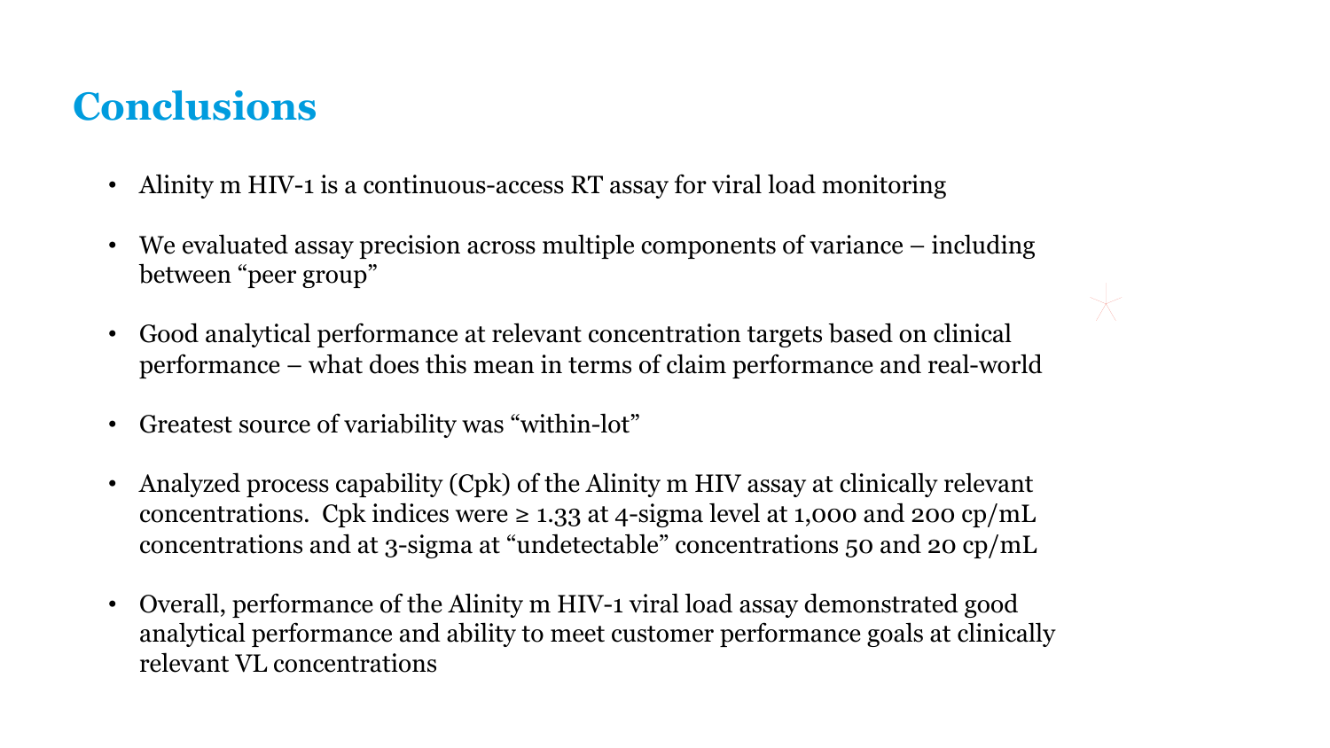# Conclusions

- Alinity m HIV-1 is a continuous-access RT assay for viral load monitoring
- We evaluated assay precision across multiple components of variance – including between "peer group"
- Good analytical performance at relevant concentration targets based on clinical performance – what does this mean in terms of claim performance and real-world
- Greatest source of variability was "within-lot"
- Analyzed process capability (Cpk) of the Alinity m HIV assay at clinically relevant concentrations. Cpk indices were ≥ 1.33 at 4-sigma level at 1,000 and 200 cp/mL concentrations and at 3-sigma at "undetectable" concentrations 50 and 20 cp/mL
- Overall, performance of the Alinity m HIV-1 viral load assay demonstrated good analytical performance and ability to meet customer performance goals at clinically relevant VL concentrations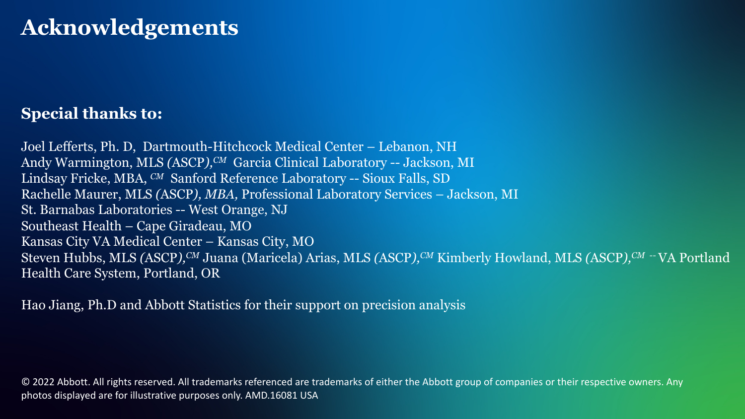# Acknowledgements

## Special thanks to:

Joel Lefferts, Ph. D, Dartmouth-Hitchcock Medical Center – Lebanon, NH
Andy Warmington, MLS *(*ASCP*)*,*CM* Garcia Clinical Laboratory -- Jackson, MI
Lindsay Fricke, MBA, *CM* Sanford Reference Laboratory -- Sioux Falls, SD
Rachelle Maurer, MLS *(*ASCP*), MBA,* Professional Laboratory Services – Jackson, MI
St. Barnabas Laboratories -- West Orange, NJ
Southeast Health – Cape Giradeau, MO
Kansas City VA Medical Center – Kansas City, MO
Steven Hubbs, MLS *(*ASCP*)*,*CM* Juana (Maricela) Arias, MLS *(*ASCP*)*,*CM* Kimberly Howland, MLS *(*ASCP*)*,*CM* -- VA Portland Health Care System, Portland, OR

Hao Jiang, Ph.D and Abbott Statistics for their support on precision analysis

© 2022 Abbott. All rights reserved. All trademarks referenced are trademarks of either the Abbott group of companies or their respective owners. Any photos displayed are for illustrative purposes only. AMD.16081 USA